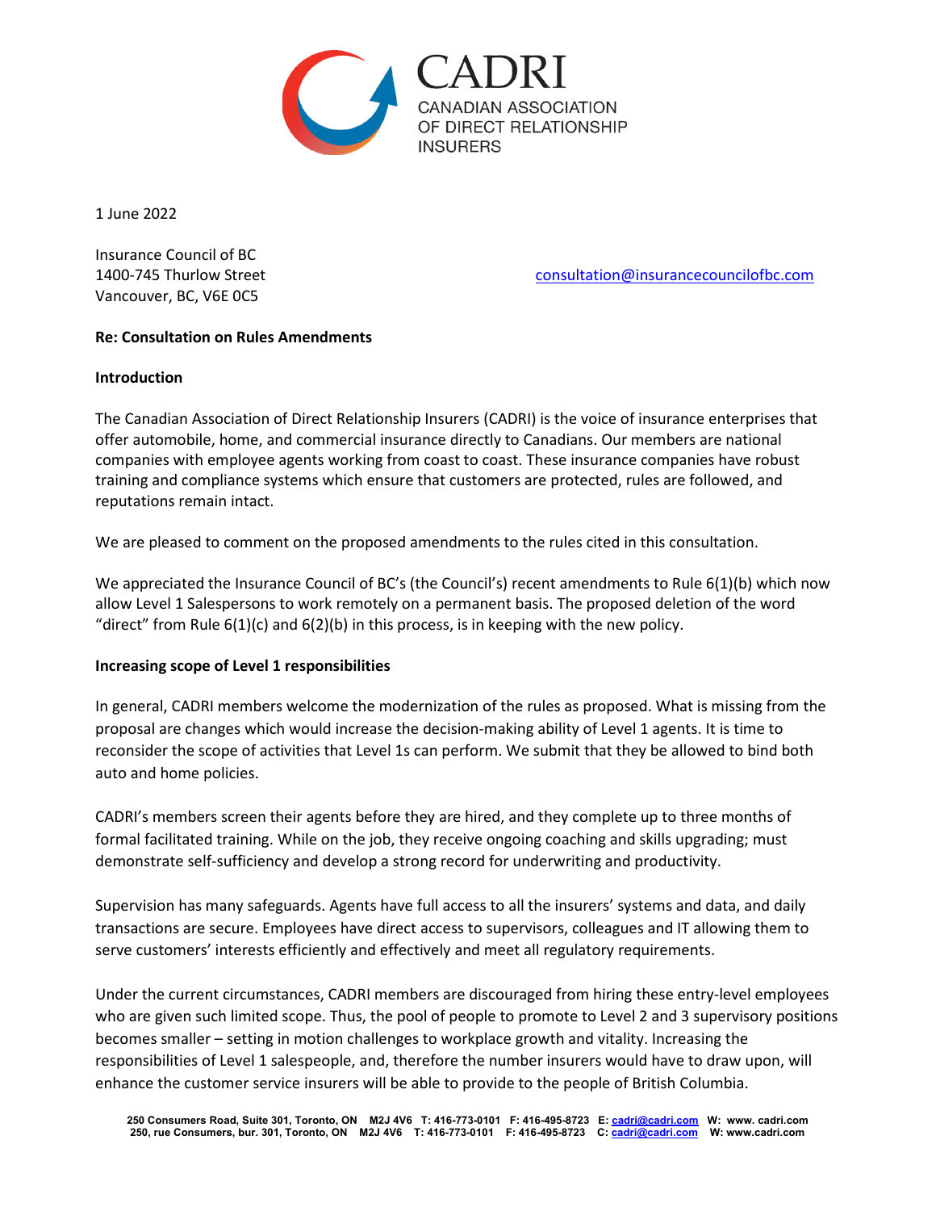CADRI
CANADIAN ASSOCIATION
OF DIRECT RELATIONSHIP
INSURERS

1 June 2022

Insurance Council of BC
1400-745 Thurlow Street
Vancouver, BC, V6E 0C5

consultation@insurancecouncilofbc.com

**Re: Consultation on Rules Amendments**

**Introduction**

The Canadian Association of Direct Relationship Insurers (CADRI) is the voice of insurance enterprises that offer automobile, home, and commercial insurance directly to Canadians. Our members are national companies with employee agents working from coast to coast. These insurance companies have robust training and compliance systems which ensure that customers are protected, rules are followed, and reputations remain intact.

We are pleased to comment on the proposed amendments to the rules cited in this consultation.

We appreciated the Insurance Council of BC's (the Council's) recent amendments to Rule 6(1)(b) which now allow Level 1 Salespersons to work remotely on a permanent basis. The proposed deletion of the word "direct" from Rule 6(1)(c) and 6(2)(b) in this process, is in keeping with the new policy.

**Increasing scope of Level 1 responsibilities**

In general, CADRI members welcome the modernization of the rules as proposed. What is missing from the proposal are changes which would increase the decision-making ability of Level 1 agents. It is time to reconsider the scope of activities that Level 1s can perform. We submit that they be allowed to bind both auto and home policies.

CADRI's members screen their agents before they are hired, and they complete up to three months of formal facilitated training. While on the job, they receive ongoing coaching and skills upgrading; must demonstrate self-sufficiency and develop a strong record for underwriting and productivity.

Supervision has many safeguards. Agents have full access to all the insurers' systems and data, and daily transactions are secure. Employees have direct access to supervisors, colleagues and IT allowing them to serve customers' interests efficiently and effectively and meet all regulatory requirements.

Under the current circumstances, CADRI members are discouraged from hiring these entry-level employees who are given such limited scope. Thus, the pool of people to promote to Level 2 and 3 supervisory positions becomes smaller – setting in motion challenges to workplace growth and vitality. Increasing the responsibilities of Level 1 salespeople, and, therefore the number insurers would have to draw upon, will enhance the customer service insurers will be able to provide to the people of British Columbia.

250 Consumers Road, Suite 301, Toronto, ON M2J 4V6 T: 416-773-0101 F: 416-495-8723 E: cadri@cadri.com W: www. cadri.com
250, rue Consumers, bur. 301, Toronto, ON M2J 4V6 T: 416-773-0101 F: 416-495-8723 C: cadri@cadri.com W: www.cadri.com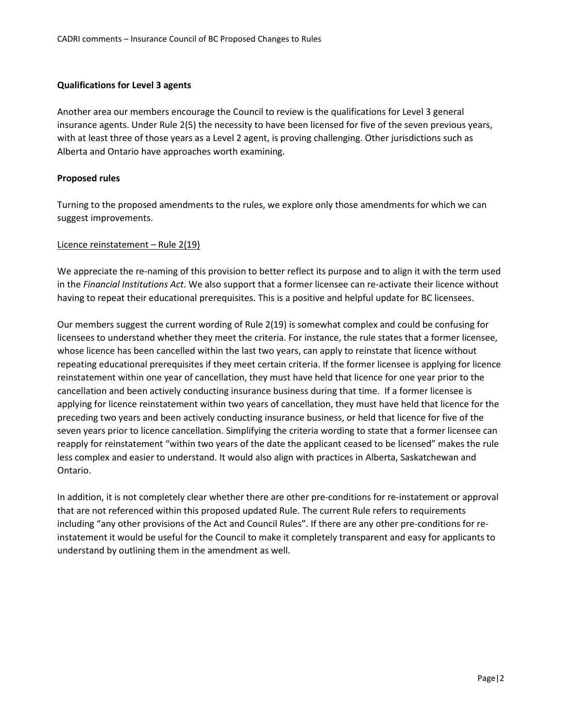**Qualifications for Level 3 agents**

Another area our members encourage the Council to review is the qualifications for Level 3 general insurance agents. Under Rule 2(5) the necessity to have been licensed for five of the seven previous years, with at least three of those years as a Level 2 agent, is proving challenging. Other jurisdictions such as Alberta and Ontario have approaches worth examining.

**Proposed rules**

Turning to the proposed amendments to the rules, we explore only those amendments for which we can suggest improvements.

<u>Licence reinstatement – Rule 2(19)</u>

We appreciate the re-naming of this provision to better reflect its purpose and to align it with the term used in the *Financial Institutions Act*. We also support that a former licensee can re-activate their licence without having to repeat their educational prerequisites. This is a positive and helpful update for BC licensees.

Our members suggest the current wording of Rule 2(19) is somewhat complex and could be confusing for licensees to understand whether they meet the criteria. For instance, the rule states that a former licensee, whose licence has been cancelled within the last two years, can apply to reinstate that licence without repeating educational prerequisites if they meet certain criteria. If the former licensee is applying for licence reinstatement within one year of cancellation, they must have held that licence for one year prior to the cancellation and been actively conducting insurance business during that time. If a former licensee is applying for licence reinstatement within two years of cancellation, they must have held that licence for the preceding two years and been actively conducting insurance business, or held that licence for five of the seven years prior to licence cancellation. Simplifying the criteria wording to state that a former licensee can reapply for reinstatement "within two years of the date the applicant ceased to be licensed" makes the rule less complex and easier to understand. It would also align with practices in Alberta, Saskatchewan and Ontario.

In addition, it is not completely clear whether there are other pre-conditions for re-instatement or approval that are not referenced within this proposed updated Rule. The current Rule refers to requirements including "any other provisions of the Act and Council Rules". If there are any other pre-conditions for re-instatement it would be useful for the Council to make it completely transparent and easy for applicants to understand by outlining them in the amendment as well.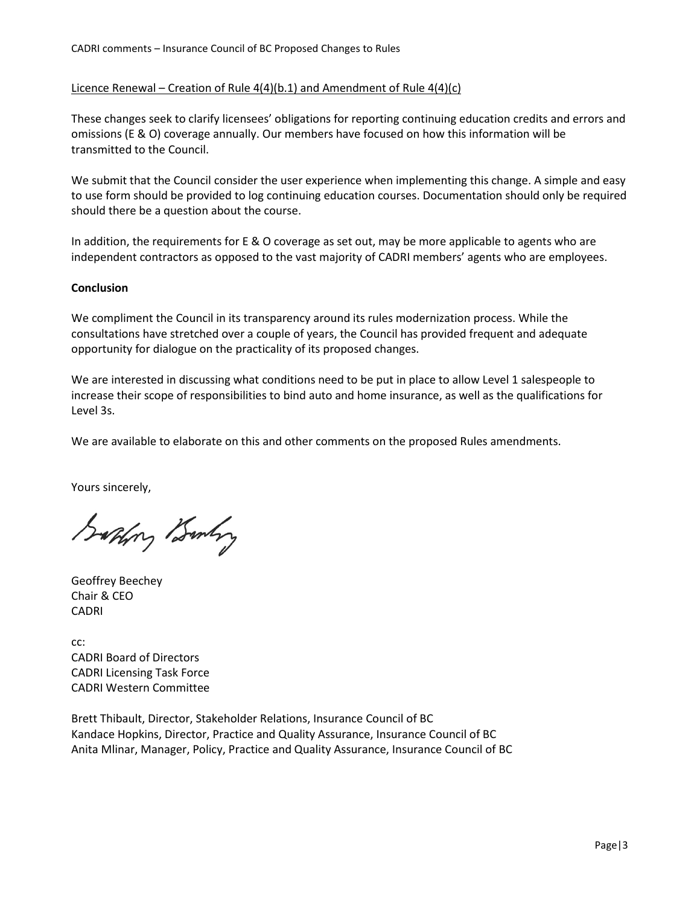Licence Renewal – Creation of Rule 4(4)(b.1) and Amendment of Rule 4(4)(c)

These changes seek to clarify licensees' obligations for reporting continuing education credits and errors and omissions (E & O) coverage annually. Our members have focused on how this information will be transmitted to the Council.

We submit that the Council consider the user experience when implementing this change. A simple and easy to use form should be provided to log continuing education courses. Documentation should only be required should there be a question about the course.

In addition, the requirements for E & O coverage as set out, may be more applicable to agents who are independent contractors as opposed to the vast majority of CADRI members' agents who are employees.

**Conclusion**

We compliment the Council in its transparency around its rules modernization process. While the consultations have stretched over a couple of years, the Council has provided frequent and adequate opportunity for dialogue on the practicality of its proposed changes.

We are interested in discussing what conditions need to be put in place to allow Level 1 salespeople to increase their scope of responsibilities to bind auto and home insurance, as well as the qualifications for Level 3s.

We are available to elaborate on this and other comments on the proposed Rules amendments.

Yours sincerely,

Geoffrey Beechey
Chair & CEO
CADRI

cc:
CADRI Board of Directors
CADRI Licensing Task Force
CADRI Western Committee

Brett Thibault, Director, Stakeholder Relations, Insurance Council of BC
Kandace Hopkins, Director, Practice and Quality Assurance, Insurance Council of BC
Anita Mlinar, Manager, Policy, Practice and Quality Assurance, Insurance Council of BC